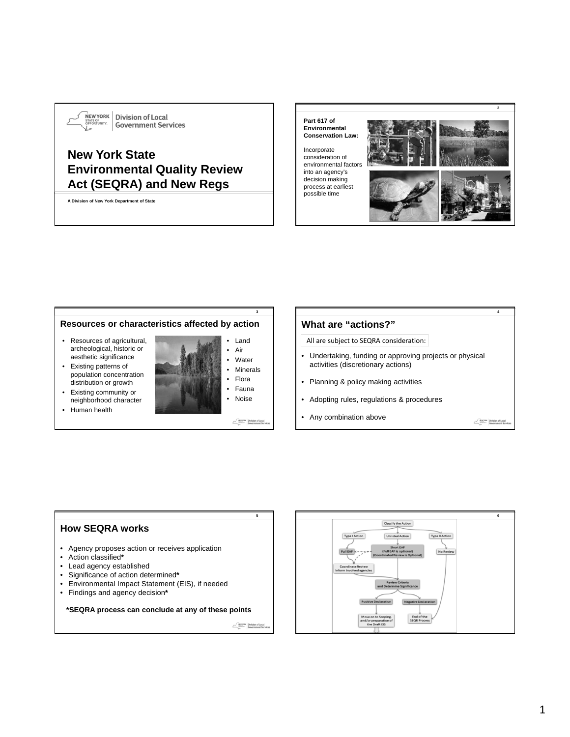NEW YORK STATE OF OPPORTUNITY. | Division of Local Government Services

# New York State Environmental Quality Review Act (SEQRA) and New Regs

A Division of New York Department of State

---

**Part 617 of Environmental Conservation Law:**

Incorporate consideration of environmental factors into an agency's decision making process at earliest possible time

---

## Resources or characteristics affected by action

- Resources of agricultural, archeological, historic or aesthetic significance
- Existing patterns of population concentration distribution or growth
- Existing community or neighborhood character
- Human health

- Land
- Air
- Water
- Minerals
- Flora
- Fauna
- Noise

---

## What are "actions?"

All are subject to SEQRA consideration:

- Undertaking, funding or approving projects or physical activities (discretionary actions)
- Planning & policy making activities
- Adopting rules, regulations & procedures
- Any combination above

---

## How SEQRA works

- Agency proposes action or receives application
- Action classified**\***
- Lead agency established
- Significance of action determined**\***
- Environmental Impact Statement (EIS), if needed
- Findings and agency decision**\***

**\*SEQRA process can conclude at any of these points**

---

Classify the Action

Type I Action | Unlisted Action | Type II Action

Full EAF | Short EAF (Full EAF is optional) (Coordinated Review is Optional) | No Review

Coordinate Review Inform involved agencies

Review Criteria and Determine Significance

Positive Declaration | Negative Declaration

Move on to Scoping, and/or preparation of the Draft EIS | End of the SEQR Process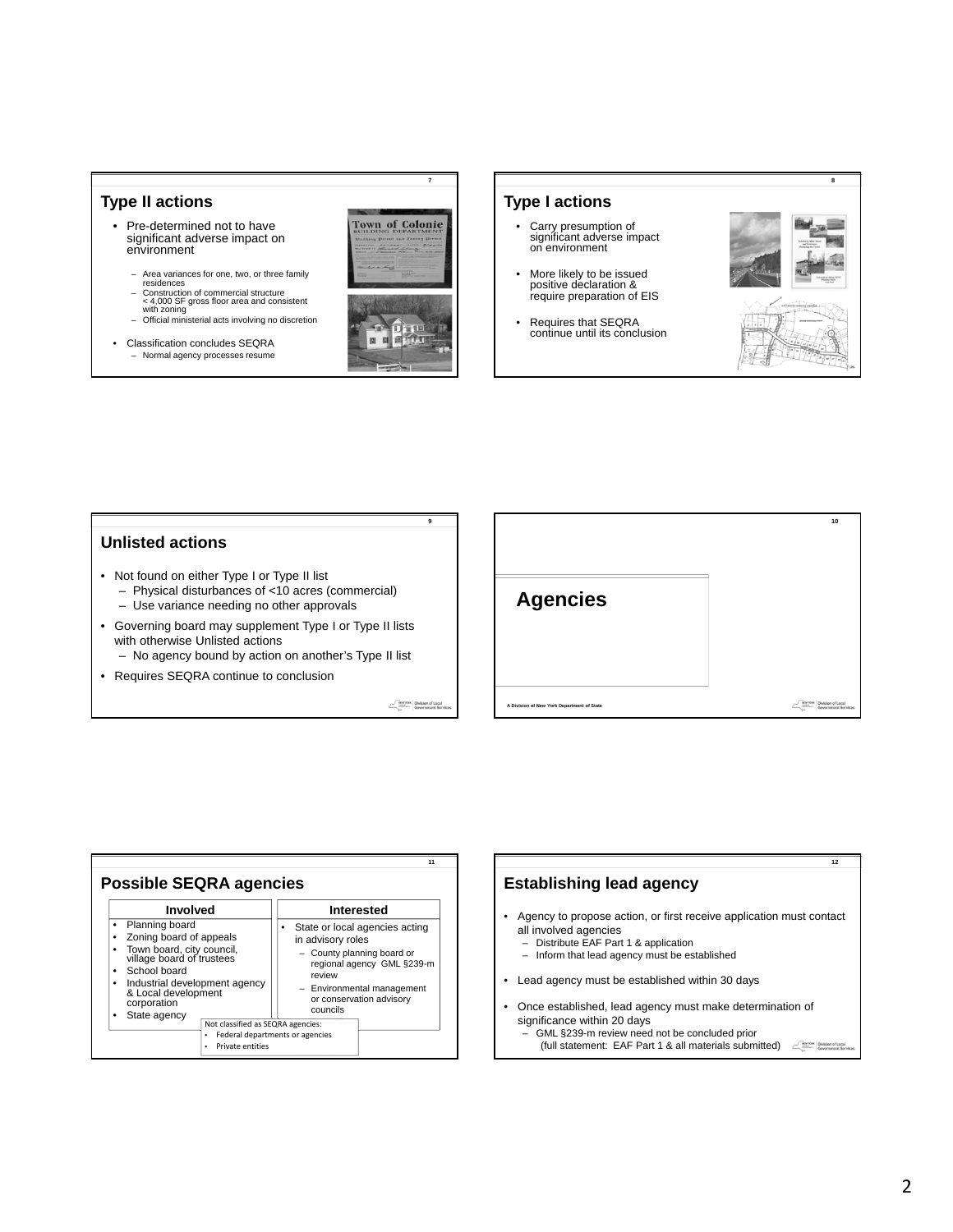## Type II actions

- Pre-determined not to have significant adverse impact on environment
  - Area variances for one, two, or three family residences
  - Construction of commercial structure < 4,000 SF gross floor area and consistent with zoning
  - Official ministerial acts involving no discretion
- Classification concludes SEQRA
  - Normal agency processes resume

## Type I actions

- Carry presumption of significant adverse impact on environment
- More likely to be issued positive declaration & require preparation of EIS
- Requires that SEQRA continue until its conclusion

## Unlisted actions

- Not found on either Type I or Type II list
  - Physical disturbances of <10 acres (commercial)
  - Use variance needing no other approvals
- Governing board may supplement Type I or Type II lists with otherwise Unlisted actions
  - No agency bound by action on another's Type II list
- Requires SEQRA continue to conclusion

## Agencies

A Division of New York Department of State

## Possible SEQRA agencies

| Involved | Interested |
|---|---|
| • Planning board<br>• Zoning board of appeals<br>• Town board, city council, village board of trustees<br>• School board<br>• Industrial development agency & Local development corporation<br>• State agency | • State or local agencies acting in advisory roles<br>– County planning board or regional agency GML §239-m review<br>– Environmental management or conservation advisory councils |

Not classified as SEQRA agencies:
- Federal departments or agencies
- Private entities

## Establishing lead agency

- Agency to propose action, or first receive application must contact all involved agencies
  - Distribute EAF Part 1 & application
  - Inform that lead agency must be established
- Lead agency must be established within 30 days
- Once established, lead agency must make determination of significance within 20 days
  - GML §239-m review need not be concluded prior (full statement: EAF Part 1 & all materials submitted)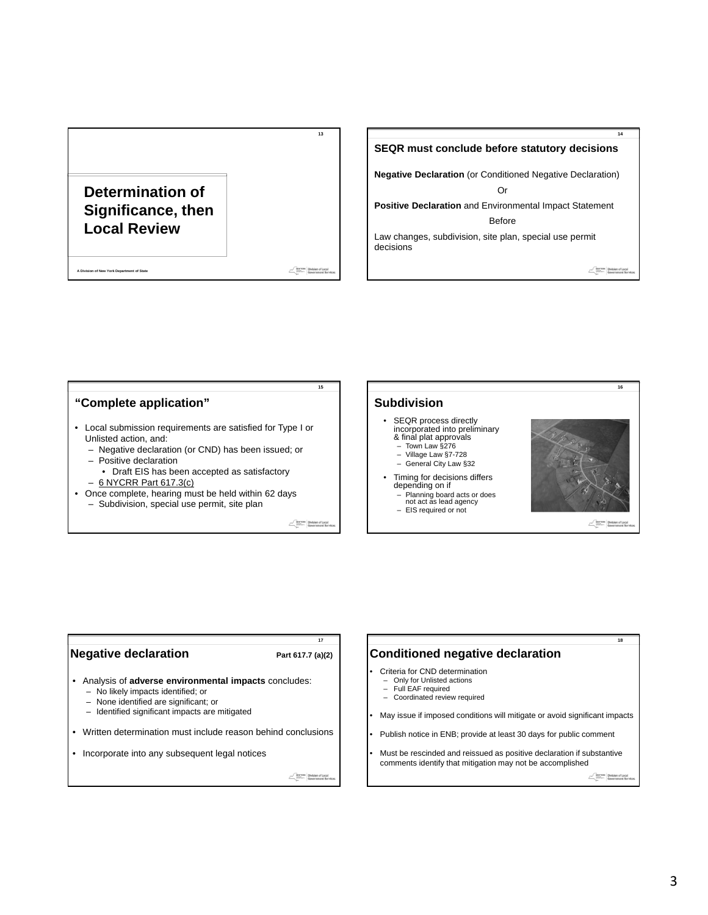# Determination of Significance, then Local Review

A Division of New York Department of State

## SEQR must conclude before statutory decisions

**Negative Declaration** (or Conditioned Negative Declaration)

Or

**Positive Declaration** and Environmental Impact Statement

Before

Law changes, subdivision, site plan, special use permit decisions

## "Complete application"

- Local submission requirements are satisfied for Type I or Unlisted action, and:
  - Negative declaration (or CND) has been issued; or
  - Positive declaration
    - Draft EIS has been accepted as satisfactory
  - 6 NYCRR Part 617.3(c)
- Once complete, hearing must be held within 62 days
  - Subdivision, special use permit, site plan

## Subdivision

- SEQR process directly incorporated into preliminary & final plat approvals
  - Town Law §276
  - Village Law §7-728
  - General City Law §32
- Timing for decisions differs depending on if
  - Planning board acts or does not act as lead agency
  - EIS required or not

## Negative declaration

Part 617.7 (a)(2)

- Analysis of **adverse environmental impacts** concludes:
  - No likely impacts identified; or
  - None identified are significant; or
  - Identified significant impacts are mitigated
- Written determination must include reason behind conclusions
- Incorporate into any subsequent legal notices

## Conditioned negative declaration

- Criteria for CND determination
  - Only for Unlisted actions
  - Full EAF required
  - Coordinated review required
- May issue if imposed conditions will mitigate or avoid significant impacts
- Publish notice in ENB; provide at least 30 days for public comment
- Must be rescinded and reissued as positive declaration if substantive comments identify that mitigation may not be accomplished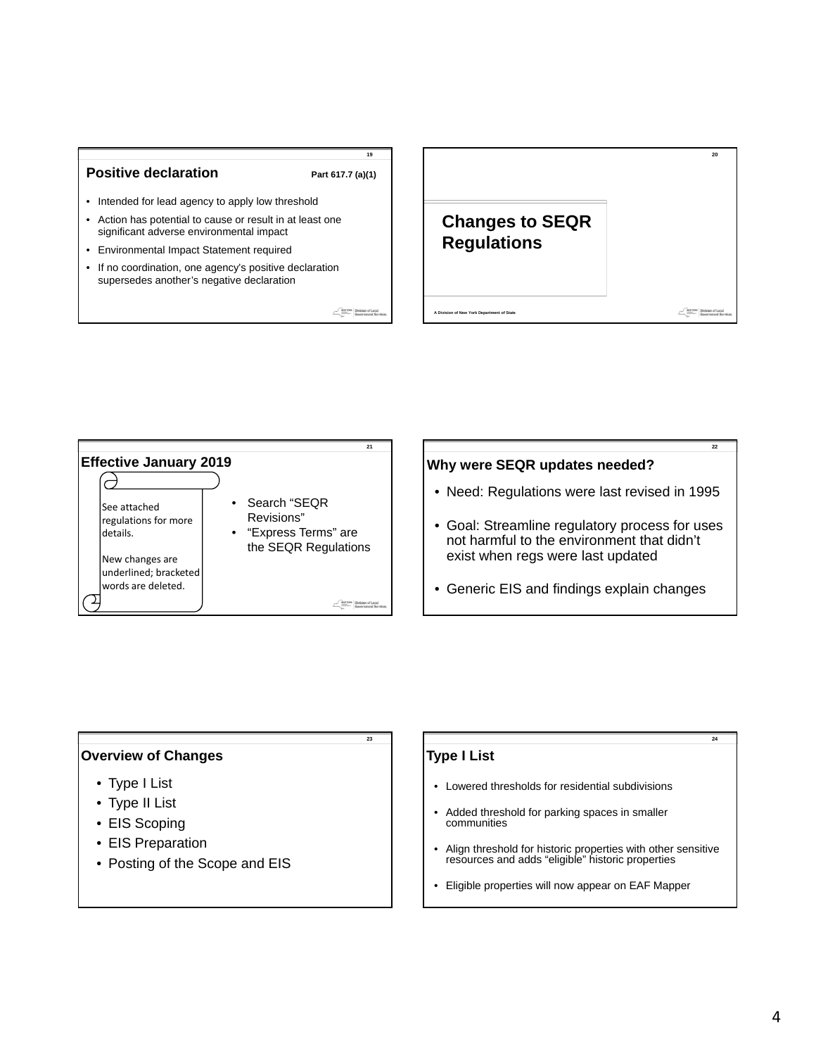## Positive declaration

Part 617.7 (a)(1)

- Intended for lead agency to apply low threshold
- Action has potential to cause or result in at least one significant adverse environmental impact
- Environmental Impact Statement required
- If no coordination, one agency's positive declaration supersedes another's negative declaration

## Changes to SEQR Regulations

A Division of New York Department of State

## Effective January 2019

See attached regulations for more details.

New changes are underlined; bracketed words are deleted.

- Search "SEQR Revisions"
- "Express Terms" are the SEQR Regulations

## Why were SEQR updates needed?

- Need: Regulations were last revised in 1995
- Goal: Streamline regulatory process for uses not harmful to the environment that didn't exist when regs were last updated
- Generic EIS and findings explain changes

## Overview of Changes

- Type I List
- Type II List
- EIS Scoping
- EIS Preparation
- Posting of the Scope and EIS

## Type I List

- Lowered thresholds for residential subdivisions
- Added threshold for parking spaces in smaller communities
- Align threshold for historic properties with other sensitive resources and adds "eligible" historic properties
- Eligible properties will now appear on EAF Mapper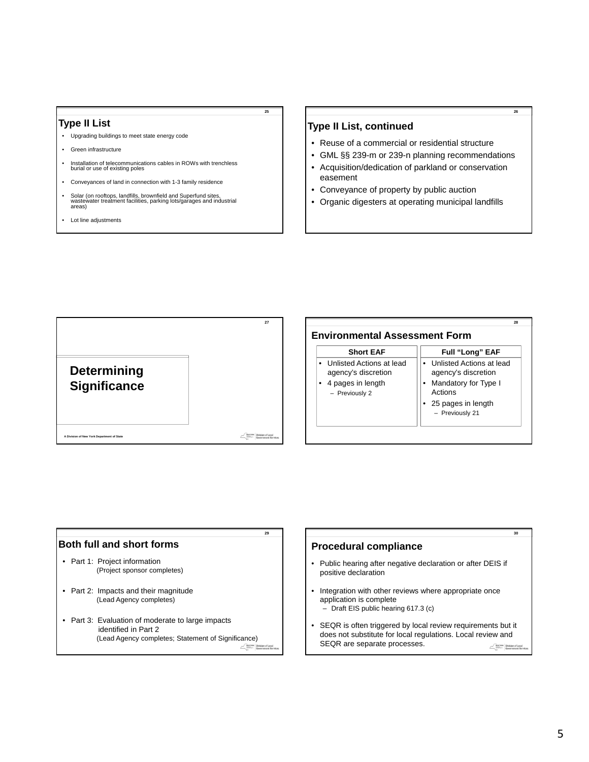## Type II List

- Upgrading buildings to meet state energy code
- Green infrastructure
- Installation of telecommunications cables in ROWs with trenchless burial or use of existing poles
- Conveyances of land in connection with 1-3 family residence
- Solar (on rooftops, landfills, brownfield and Superfund sites, wastewater treatment facilities, parking lots/garages and industrial areas)
- Lot line adjustments

## Type II List, continued

- Reuse of a commercial or residential structure
- GML §§ 239-m or 239-n planning recommendations
- Acquisition/dedication of parkland or conservation easement
- Conveyance of property by public auction
- Organic digesters at operating municipal landfills

## Determining Significance

A Division of New York Department of State

## Environmental Assessment Form

| Short EAF | Full "Long" EAF |
|---|---|
| • Unlisted Actions at lead agency's discretion<br>• 4 pages in length<br>– Previously 2 | • Unlisted Actions at lead agency's discretion<br>• Mandatory for Type I Actions<br>• 25 pages in length<br>– Previously 21 |

## Both full and short forms

- Part 1: Project information
  (Project sponsor completes)
- Part 2: Impacts and their magnitude
  (Lead Agency completes)
- Part 3: Evaluation of moderate to large impacts identified in Part 2
  (Lead Agency completes; Statement of Significance)

## Procedural compliance

- Public hearing after negative declaration or after DEIS if positive declaration
- Integration with other reviews where appropriate once application is complete
  - Draft EIS public hearing 617.3 (c)
- SEQR is often triggered by local review requirements but it does not substitute for local regulations. Local review and SEQR are separate processes.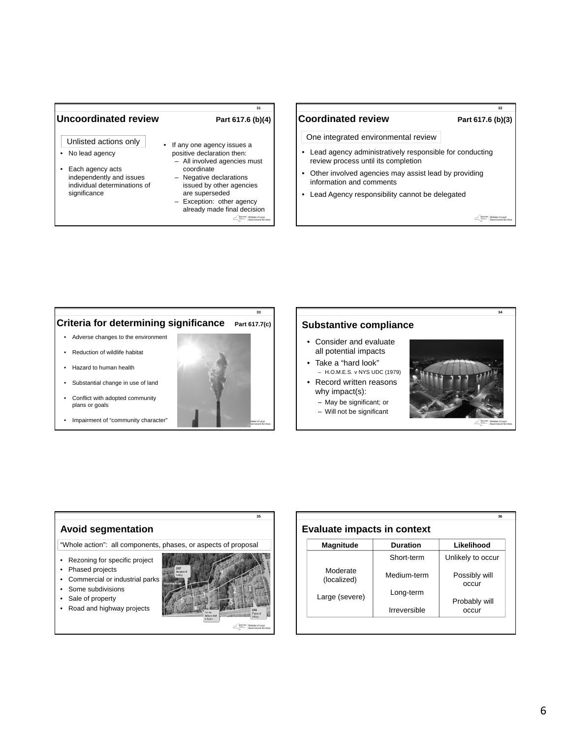## Uncoordinated review

Part 617.6 (b)(4)

Unlisted actions only

- No lead agency
- Each agency acts independently and issues individual determinations of significance
- If any one agency issues a positive declaration then:
  - All involved agencies must coordinate
  - Negative declarations issued by other agencies are superseded
  - Exception: other agency already made final decision

## Coordinated review

Part 617.6 (b)(3)

One integrated environmental review

- Lead agency administratively responsible for conducting review process until its completion
- Other involved agencies may assist lead by providing information and comments
- Lead Agency responsibility cannot be delegated

## Criteria for determining significance

Part 617.7(c)

- Adverse changes to the environment
- Reduction of wildlife habitat
- Hazard to human health
- Substantial change in use of land
- Conflict with adopted community plans or goals
- Impairment of "community character"

## Substantive compliance

- Consider and evaluate all potential impacts
- Take a "hard look"
  - H.O.M.E.S. v NYS UDC (1979)
- Record written reasons why impact(s):
  - May be significant; or
  - Will not be significant

## Avoid segmentation

"Whole action": all components, phases, or aspects of proposal

- Rezoning for specific project
- Phased projects
- Commercial or industrial parks
- Some subdivisions
- Sale of property
- Road and highway projects

## Evaluate impacts in context

| Magnitude | Duration | Likelihood |
|---|---|---|
| | Short-term | Unlikely to occur |
| Moderate (localized) | Medium-term | Possibly will occur |
| Large (severe) | Long-term | Probably will occur |
| | Irreversible | |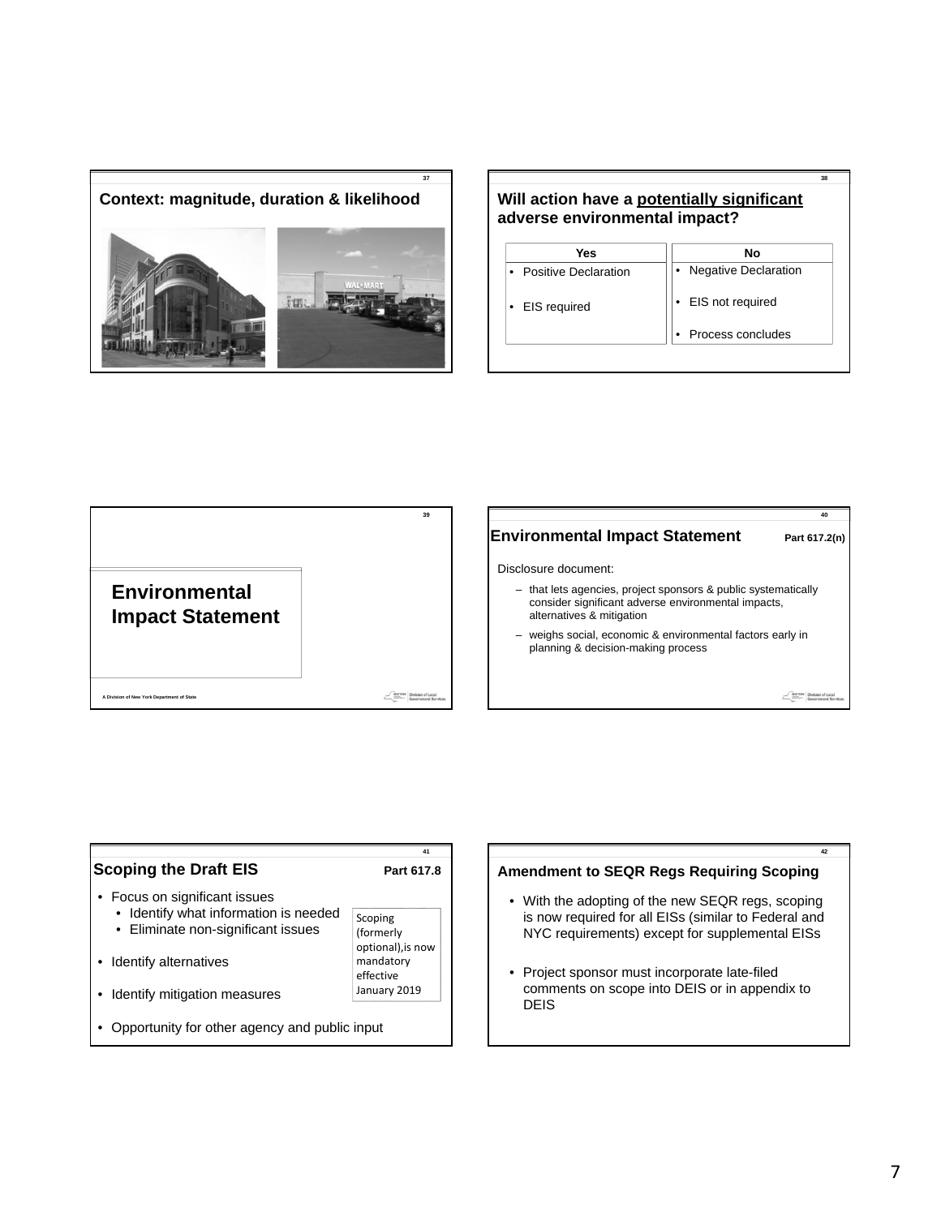## Context: magnitude, duration & likelihood

## Will action have a potentially significant adverse environmental impact?

| Yes | No |
| --- | --- |
| • Positive Declaration | • Negative Declaration |
| • EIS required | • EIS not required |
| | • Process concludes |

## Environmental Impact Statement

A Division of New York Department of State

## Environmental Impact Statement — Part 617.2(n)

Disclosure document:

- that lets agencies, project sponsors & public systematically consider significant adverse environmental impacts, alternatives & mitigation
- weighs social, economic & environmental factors early in planning & decision-making process

## Scoping the Draft EIS — Part 617.8

- Focus on significant issues
  - Identify what information is needed
  - Eliminate non-significant issues
- Identify alternatives
- Identify mitigation measures
- Opportunity for other agency and public input

Scoping (formerly optional),is now mandatory effective January 2019

## Amendment to SEQR Regs Requiring Scoping

- With the adopting of the new SEQR regs, scoping is now required for all EISs (similar to Federal and NYC requirements) except for supplemental EISs
- Project sponsor must incorporate late-filed comments on scope into DEIS or in appendix to DEIS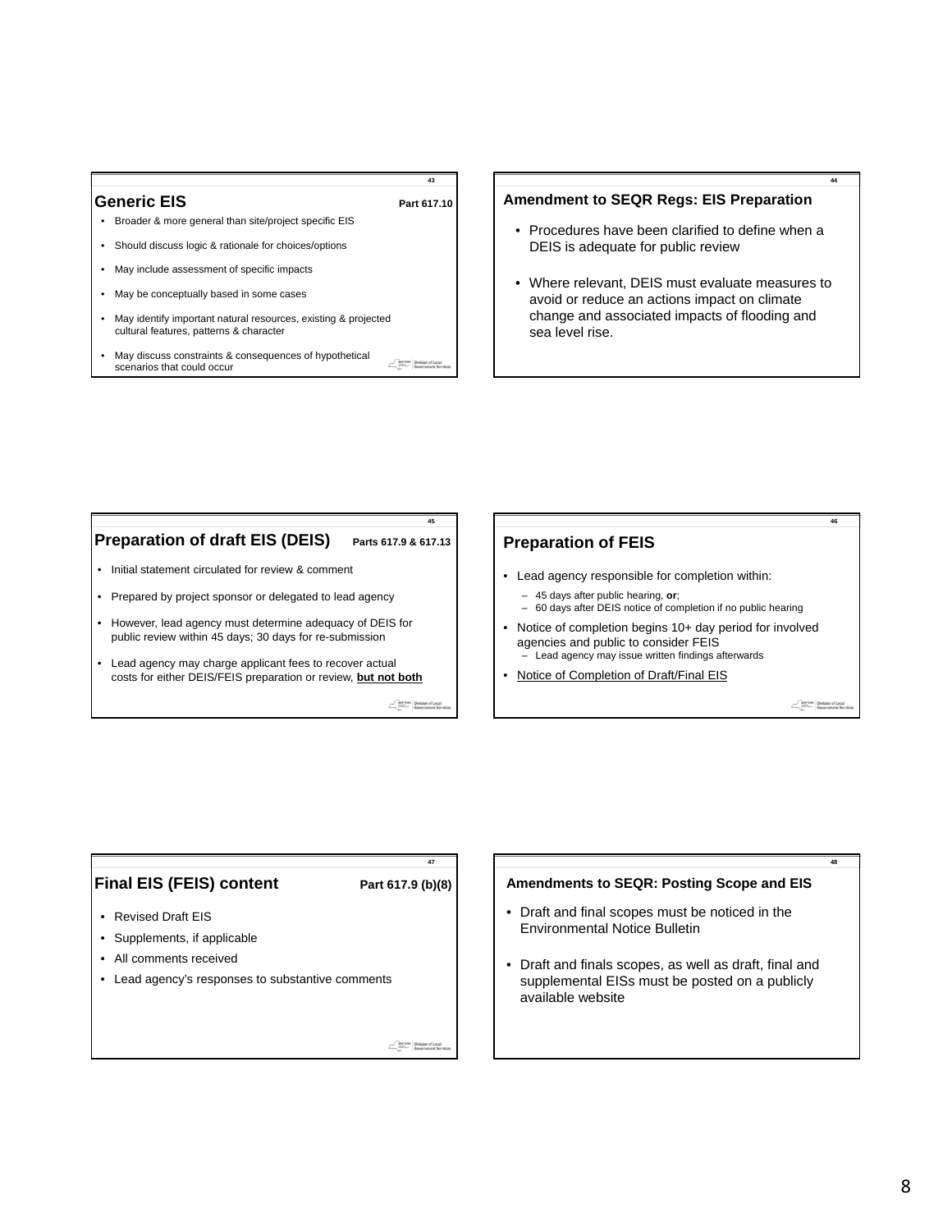## Generic EIS

Part 617.10

- Broader & more general than site/project specific EIS
- Should discuss logic & rationale for choices/options
- May include assessment of specific impacts
- May be conceptually based in some cases
- May identify important natural resources, existing & projected cultural features, patterns & character
- May discuss constraints & consequences of hypothetical scenarios that could occur

## Amendment to SEQR Regs: EIS Preparation

- Procedures have been clarified to define when a DEIS is adequate for public review
- Where relevant, DEIS must evaluate measures to avoid or reduce an actions impact on climate change and associated impacts of flooding and sea level rise.

## Preparation of draft EIS (DEIS)

Parts 617.9 & 617.13

- Initial statement circulated for review & comment
- Prepared by project sponsor or delegated to lead agency
- However, lead agency must determine adequacy of DEIS for public review within 45 days; 30 days for re-submission
- Lead agency may charge applicant fees to recover actual costs for either DEIS/FEIS preparation or review, **but not both**

## Preparation of FEIS

- Lead agency responsible for completion within:
  - 45 days after public hearing, **or**;
  - 60 days after DEIS notice of completion if no public hearing
- Notice of completion begins 10+ day period for involved agencies and public to consider FEIS
  - Lead agency may issue written findings afterwards
- Notice of Completion of Draft/Final EIS

## Final EIS (FEIS) content

Part 617.9 (b)(8)

- Revised Draft EIS
- Supplements, if applicable
- All comments received
- Lead agency's responses to substantive comments

## Amendments to SEQR: Posting Scope and EIS

- Draft and final scopes must be noticed in the Environmental Notice Bulletin
- Draft and finals scopes, as well as draft, final and supplemental EISs must be posted on a publicly available website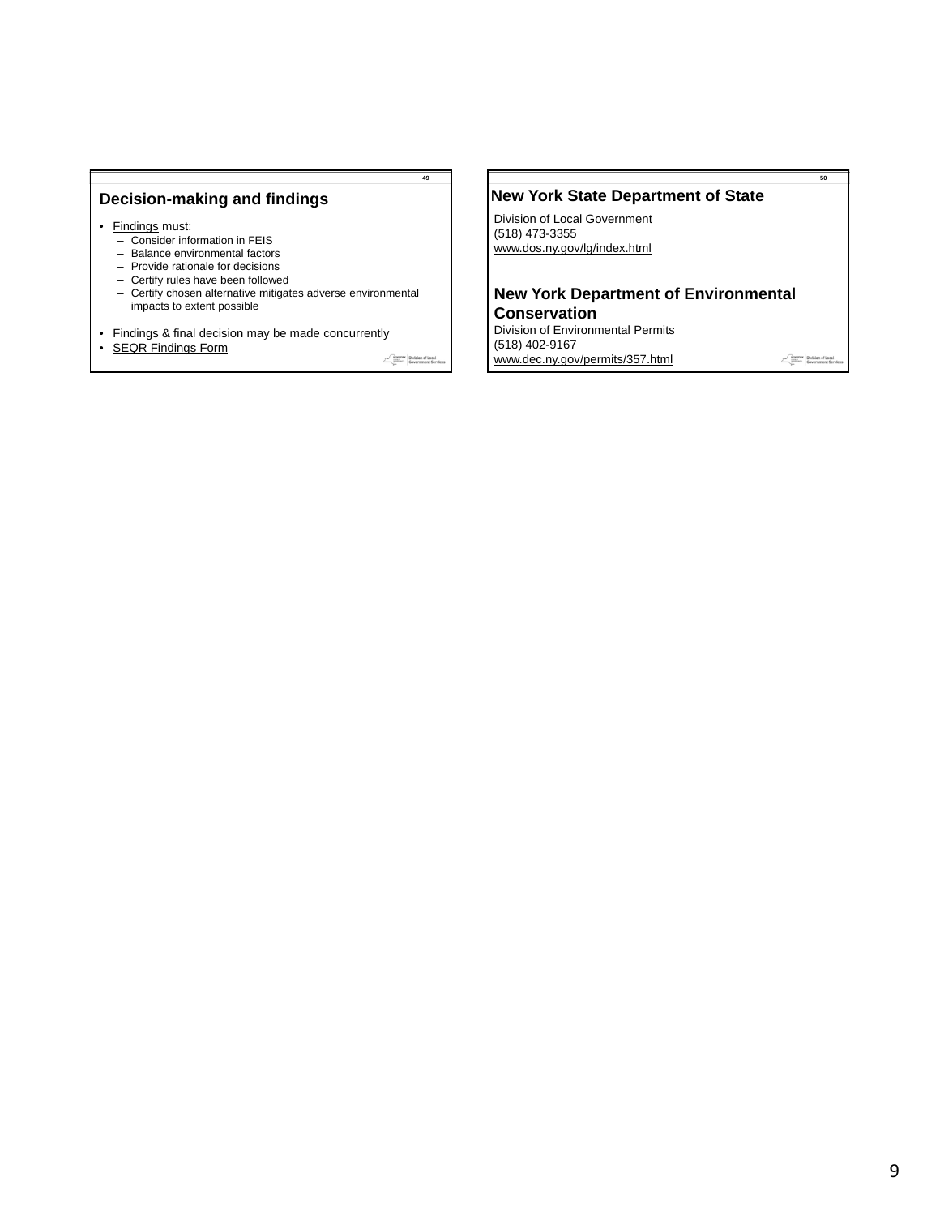## Decision-making and findings

- Findings must:
  - Consider information in FEIS
  - Balance environmental factors
  - Provide rationale for decisions
  - Certify rules have been followed
  - Certify chosen alternative mitigates adverse environmental impacts to extent possible
- Findings & final decision may be made concurrently
- SEQR Findings Form

## New York State Department of State

Division of Local Government
(518) 473-3355
www.dos.ny.gov/lg/index.html

## New York Department of Environmental Conservation

Division of Environmental Permits
(518) 402-9167
www.dec.ny.gov/permits/357.html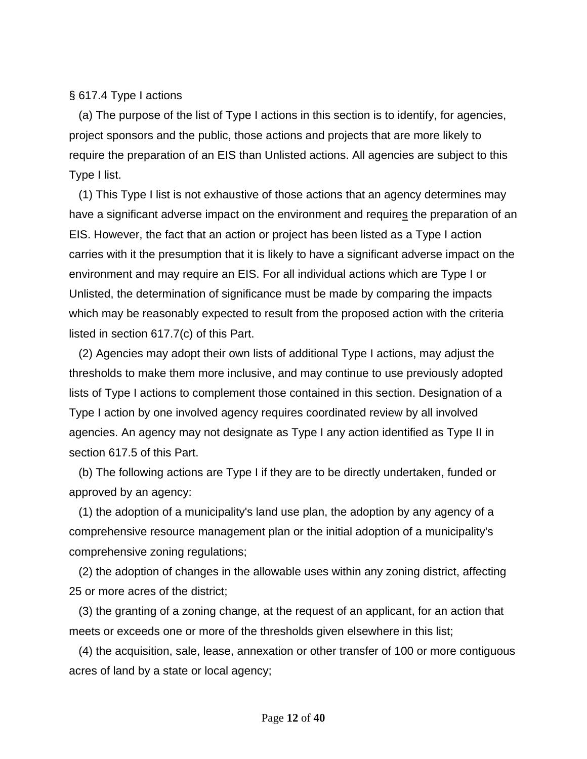§ 617.4 Type I actions

(a) The purpose of the list of Type I actions in this section is to identify, for agencies, project sponsors and the public, those actions and projects that are more likely to require the preparation of an EIS than Unlisted actions. All agencies are subject to this Type I list.

(1) This Type I list is not exhaustive of those actions that an agency determines may have a significant adverse impact on the environment and requires the preparation of an EIS. However, the fact that an action or project has been listed as a Type I action carries with it the presumption that it is likely to have a significant adverse impact on the environment and may require an EIS. For all individual actions which are Type I or Unlisted, the determination of significance must be made by comparing the impacts which may be reasonably expected to result from the proposed action with the criteria listed in section 617.7(c) of this Part.

(2) Agencies may adopt their own lists of additional Type I actions, may adjust the thresholds to make them more inclusive, and may continue to use previously adopted lists of Type I actions to complement those contained in this section. Designation of a Type I action by one involved agency requires coordinated review by all involved agencies. An agency may not designate as Type I any action identified as Type II in section 617.5 of this Part.

(b) The following actions are Type I if they are to be directly undertaken, funded or approved by an agency:

(1) the adoption of a municipality's land use plan, the adoption by any agency of a comprehensive resource management plan or the initial adoption of a municipality's comprehensive zoning regulations;

(2) the adoption of changes in the allowable uses within any zoning district, affecting 25 or more acres of the district;

(3) the granting of a zoning change, at the request of an applicant, for an action that meets or exceeds one or more of the thresholds given elsewhere in this list;

(4) the acquisition, sale, lease, annexation or other transfer of 100 or more contiguous acres of land by a state or local agency;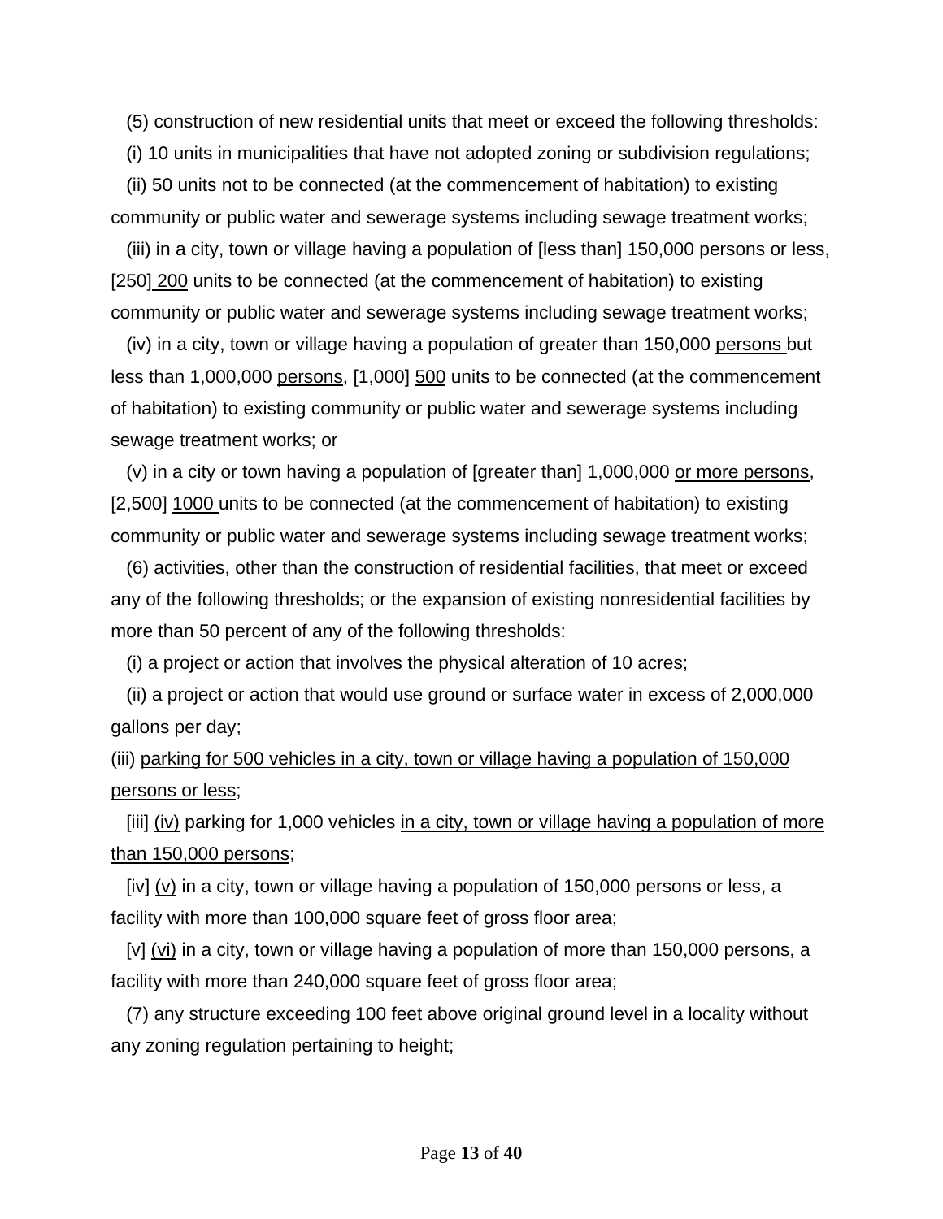(5) construction of new residential units that meet or exceed the following thresholds:

(i) 10 units in municipalities that have not adopted zoning or subdivision regulations;

(ii) 50 units not to be connected (at the commencement of habitation) to existing community or public water and sewerage systems including sewage treatment works;

(iii) in a city, town or village having a population of [less than] 150,000 <u>persons or less,</u> [250] <u>200</u> units to be connected (at the commencement of habitation) to existing community or public water and sewerage systems including sewage treatment works;

(iv) in a city, town or village having a population of greater than 150,000 <u>persons</u> but less than 1,000,000 <u>persons</u>, [1,000] <u>500</u> units to be connected (at the commencement of habitation) to existing community or public water and sewerage systems including sewage treatment works; or

(v) in a city or town having a population of [greater than] 1,000,000 <u>or more persons</u>, [2,500] <u>1000</u> units to be connected (at the commencement of habitation) to existing community or public water and sewerage systems including sewage treatment works;

(6) activities, other than the construction of residential facilities, that meet or exceed any of the following thresholds; or the expansion of existing nonresidential facilities by more than 50 percent of any of the following thresholds:

(i) a project or action that involves the physical alteration of 10 acres;

(ii) a project or action that would use ground or surface water in excess of 2,000,000 gallons per day;

(iii) <u>parking for 500 vehicles in a city, town or village having a population of 150,000 persons or less</u>;

[iii] <u>(iv)</u> parking for 1,000 vehicles <u>in a city, town or village having a population of more than 150,000 persons</u>;

[iv] <u>(v)</u> in a city, town or village having a population of 150,000 persons or less, a facility with more than 100,000 square feet of gross floor area;

[v] <u>(vi)</u> in a city, town or village having a population of more than 150,000 persons, a facility with more than 240,000 square feet of gross floor area;

(7) any structure exceeding 100 feet above original ground level in a locality without any zoning regulation pertaining to height;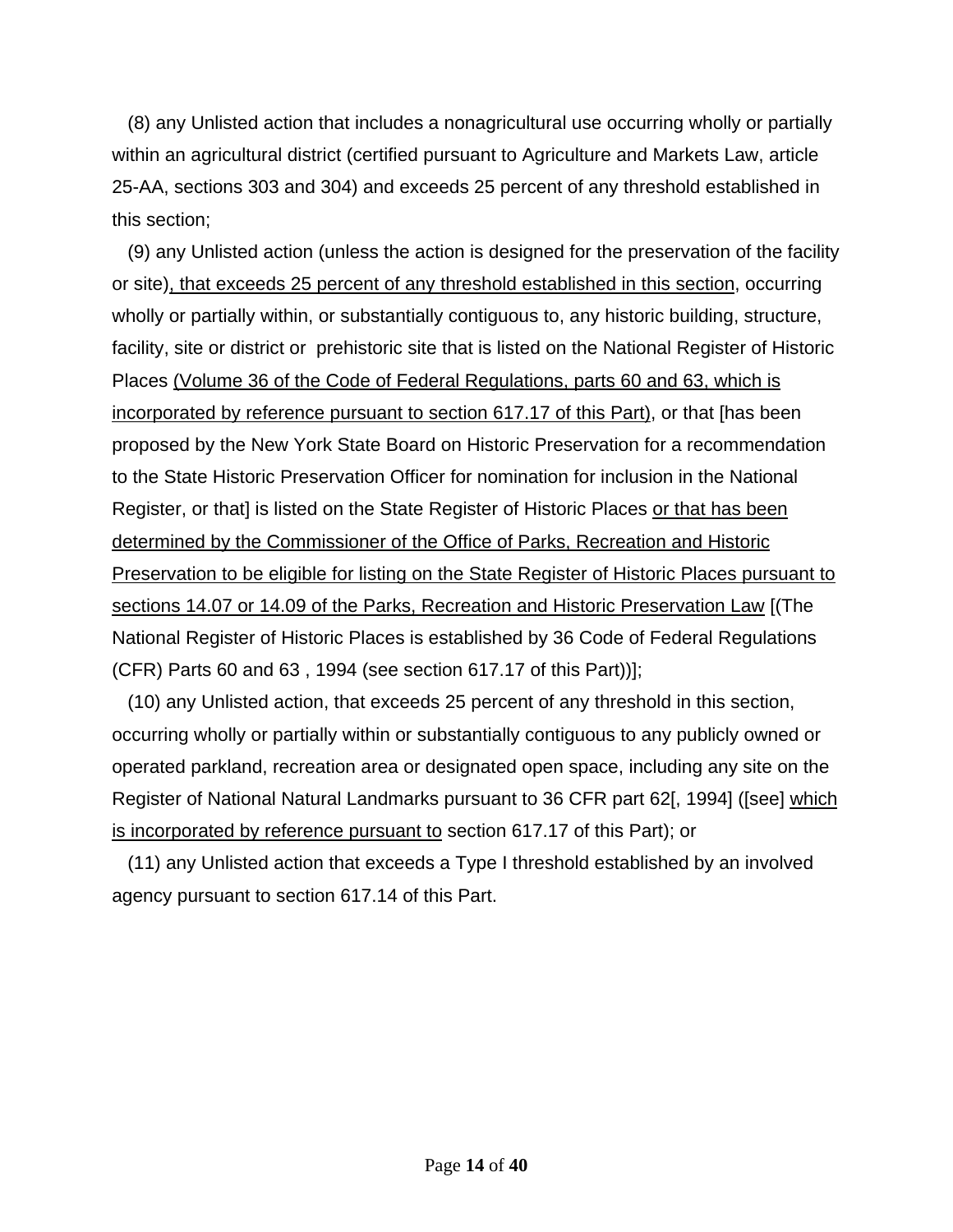(8) any Unlisted action that includes a nonagricultural use occurring wholly or partially within an agricultural district (certified pursuant to Agriculture and Markets Law, article 25-AA, sections 303 and 304) and exceeds 25 percent of any threshold established in this section;

(9) any Unlisted action (unless the action is designed for the preservation of the facility or site), that exceeds 25 percent of any threshold established in this section, occurring wholly or partially within, or substantially contiguous to, any historic building, structure, facility, site or district or prehistoric site that is listed on the National Register of Historic Places (Volume 36 of the Code of Federal Regulations, parts 60 and 63, which is incorporated by reference pursuant to section 617.17 of this Part), or that [has been proposed by the New York State Board on Historic Preservation for a recommendation to the State Historic Preservation Officer for nomination for inclusion in the National Register, or that] is listed on the State Register of Historic Places or that has been determined by the Commissioner of the Office of Parks, Recreation and Historic Preservation to be eligible for listing on the State Register of Historic Places pursuant to sections 14.07 or 14.09 of the Parks, Recreation and Historic Preservation Law [(The National Register of Historic Places is established by 36 Code of Federal Regulations (CFR) Parts 60 and 63 , 1994 (see section 617.17 of this Part))];

(10) any Unlisted action, that exceeds 25 percent of any threshold in this section, occurring wholly or partially within or substantially contiguous to any publicly owned or operated parkland, recreation area or designated open space, including any site on the Register of National Natural Landmarks pursuant to 36 CFR part 62[, 1994] ([see] which is incorporated by reference pursuant to section 617.17 of this Part); or

(11) any Unlisted action that exceeds a Type I threshold established by an involved agency pursuant to section 617.14 of this Part.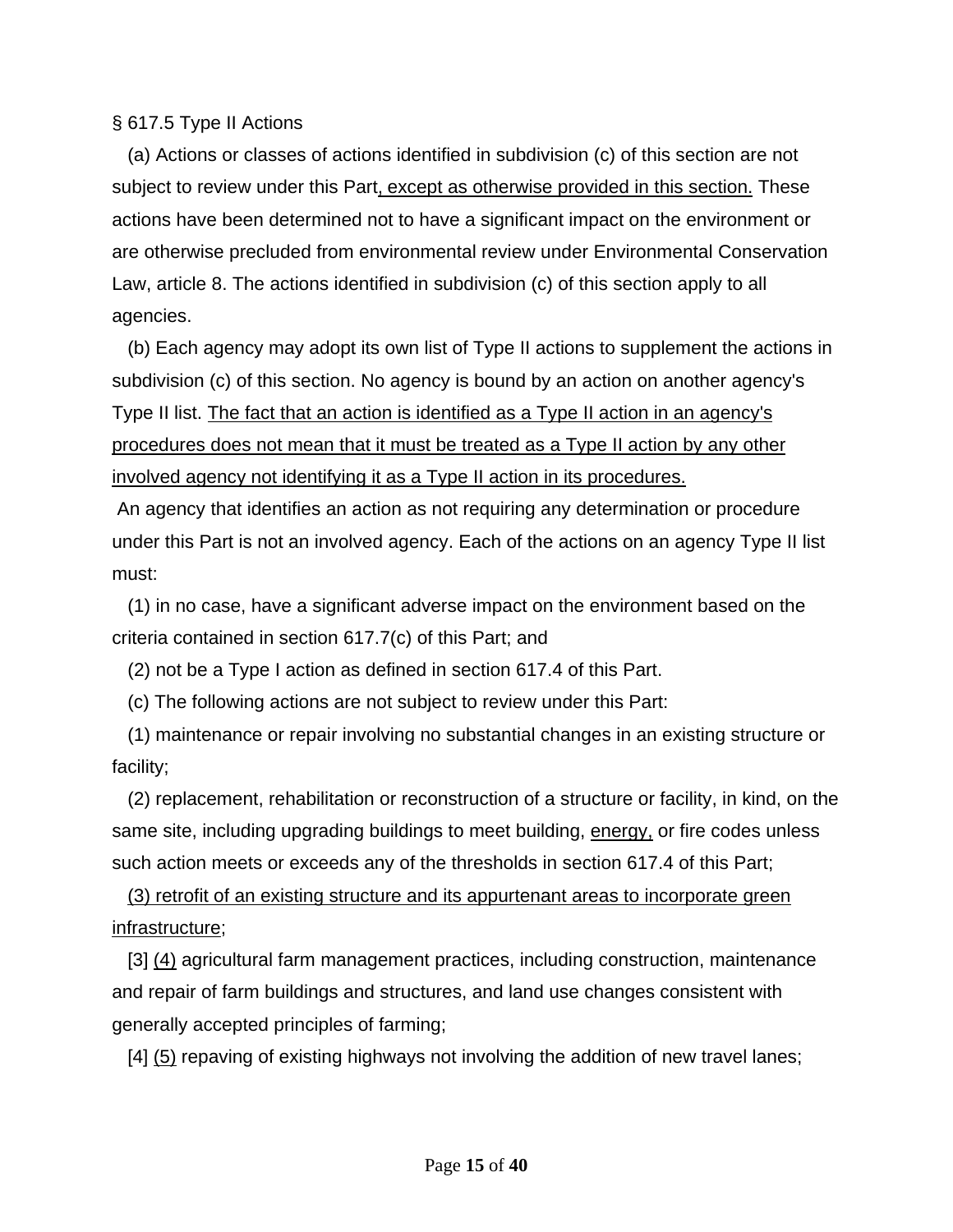§ 617.5 Type II Actions

(a) Actions or classes of actions identified in subdivision (c) of this section are not subject to review under this Part<u>, except as otherwise provided in this section.</u> These actions have been determined not to have a significant impact on the environment or are otherwise precluded from environmental review under Environmental Conservation Law, article 8. The actions identified in subdivision (c) of this section apply to all agencies.

(b) Each agency may adopt its own list of Type II actions to supplement the actions in subdivision (c) of this section. No agency is bound by an action on another agency's Type II list. <u>The fact that an action is identified as a Type II action in an agency's procedures does not mean that it must be treated as a Type II action by any other involved agency not identifying it as a Type II action in its procedures.</u>

An agency that identifies an action as not requiring any determination or procedure under this Part is not an involved agency. Each of the actions on an agency Type II list must:

(1) in no case, have a significant adverse impact on the environment based on the criteria contained in section 617.7(c) of this Part; and

(2) not be a Type I action as defined in section 617.4 of this Part.

(c) The following actions are not subject to review under this Part:

(1) maintenance or repair involving no substantial changes in an existing structure or facility;

(2) replacement, rehabilitation or reconstruction of a structure or facility, in kind, on the same site, including upgrading buildings to meet building, <u>energy,</u> or fire codes unless such action meets or exceeds any of the thresholds in section 617.4 of this Part;

<u>(3) retrofit of an existing structure and its appurtenant areas to incorporate green infrastructure</u>;

[3] <u>(4)</u> agricultural farm management practices, including construction, maintenance and repair of farm buildings and structures, and land use changes consistent with generally accepted principles of farming;

[4] <u>(5)</u> repaving of existing highways not involving the addition of new travel lanes;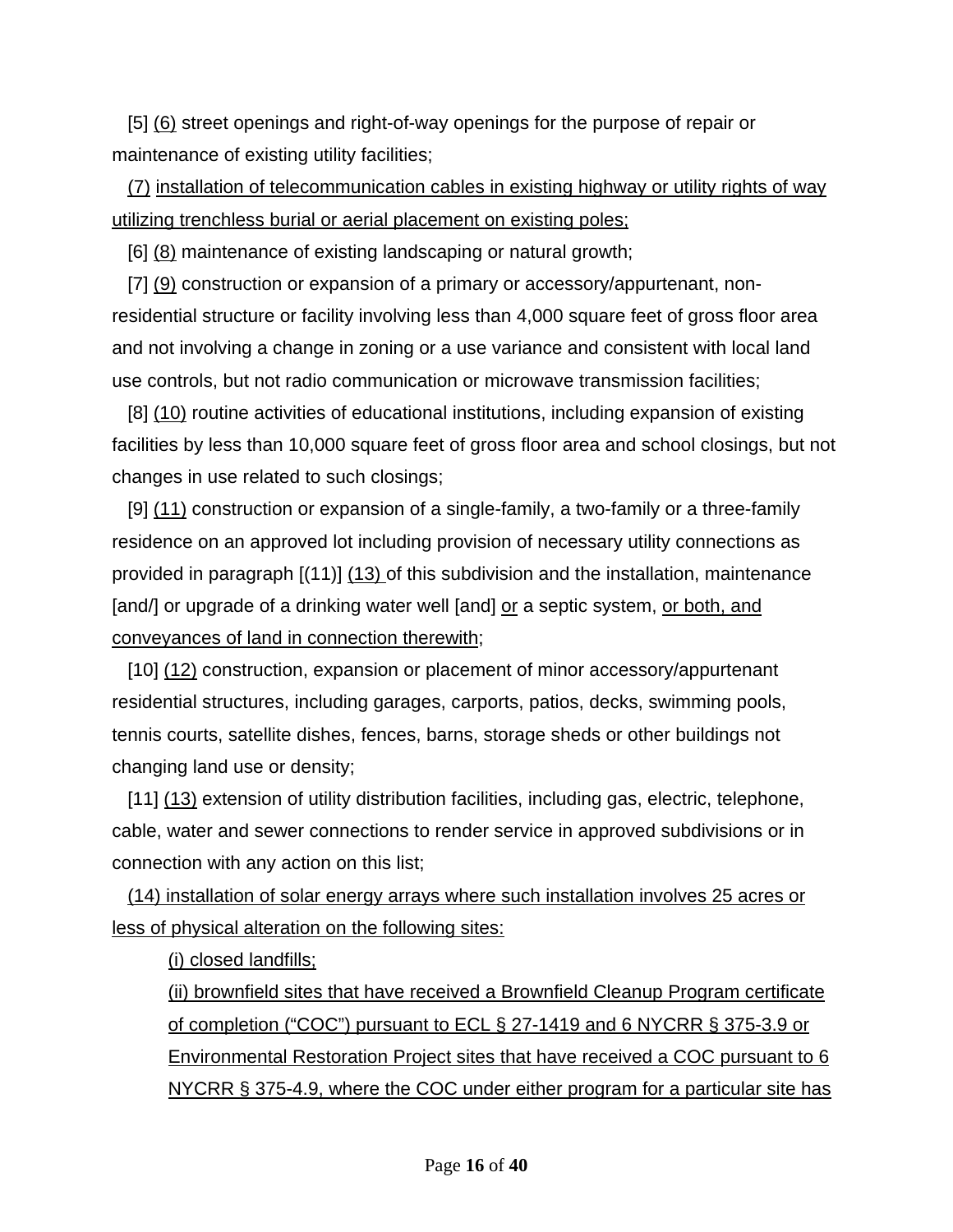[5] (6) street openings and right-of-way openings for the purpose of repair or maintenance of existing utility facilities;

(7) installation of telecommunication cables in existing highway or utility rights of way utilizing trenchless burial or aerial placement on existing poles;

[6] (8) maintenance of existing landscaping or natural growth;

[7] (9) construction or expansion of a primary or accessory/appurtenant, non-residential structure or facility involving less than 4,000 square feet of gross floor area and not involving a change in zoning or a use variance and consistent with local land use controls, but not radio communication or microwave transmission facilities;

[8] (10) routine activities of educational institutions, including expansion of existing facilities by less than 10,000 square feet of gross floor area and school closings, but not changes in use related to such closings;

[9] (11) construction or expansion of a single-family, a two-family or a three-family residence on an approved lot including provision of necessary utility connections as provided in paragraph [(11)] (13) of this subdivision and the installation, maintenance [and/] or upgrade of a drinking water well [and] or a septic system, or both, and conveyances of land in connection therewith;

[10] (12) construction, expansion or placement of minor accessory/appurtenant residential structures, including garages, carports, patios, decks, swimming pools, tennis courts, satellite dishes, fences, barns, storage sheds or other buildings not changing land use or density;

[11] (13) extension of utility distribution facilities, including gas, electric, telephone, cable, water and sewer connections to render service in approved subdivisions or in connection with any action on this list;

(14) installation of solar energy arrays where such installation involves 25 acres or less of physical alteration on the following sites:

(i) closed landfills;

(ii) brownfield sites that have received a Brownfield Cleanup Program certificate of completion ("COC") pursuant to ECL § 27-1419 and 6 NYCRR § 375-3.9 or Environmental Restoration Project sites that have received a COC pursuant to 6 NYCRR § 375-4.9, where the COC under either program for a particular site has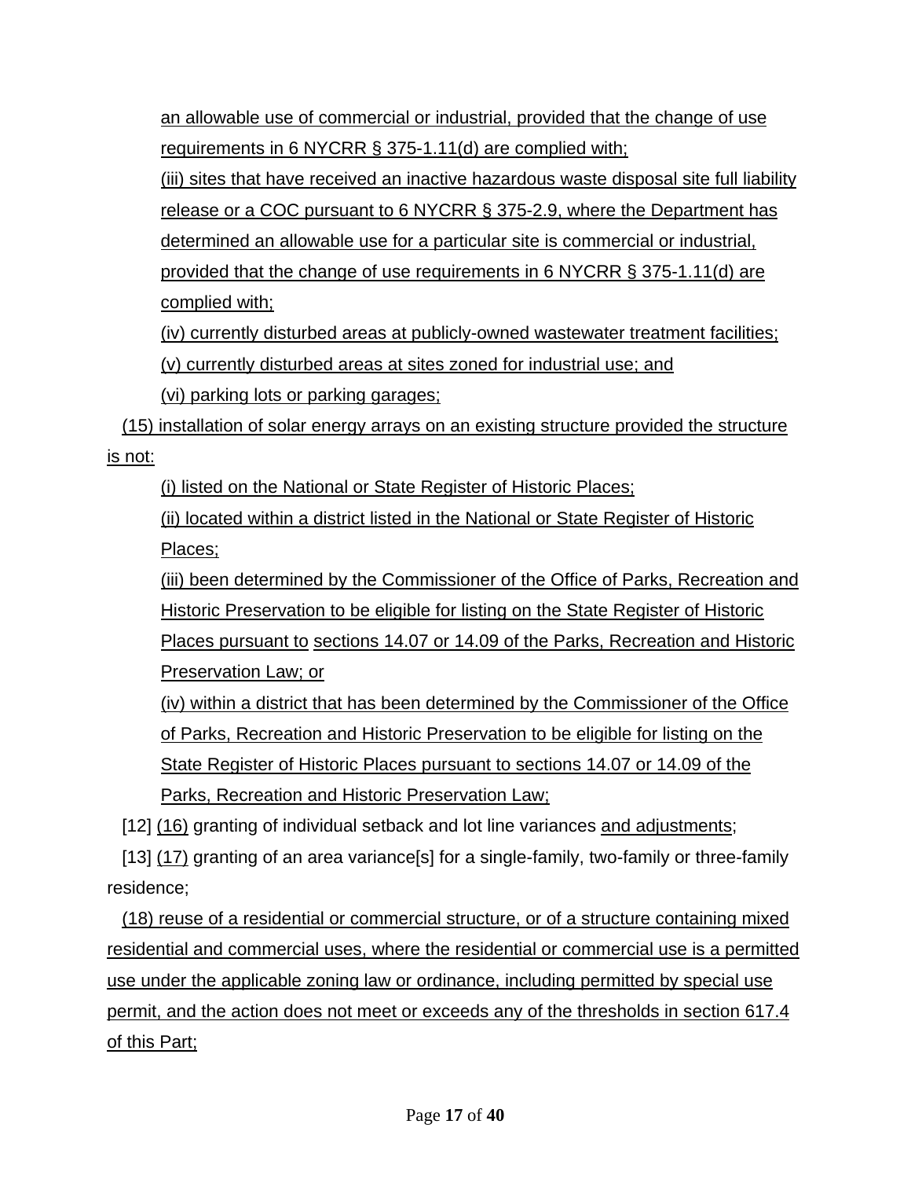an allowable use of commercial or industrial, provided that the change of use requirements in 6 NYCRR § 375-1.11(d) are complied with;

(iii) sites that have received an inactive hazardous waste disposal site full liability release or a COC pursuant to 6 NYCRR § 375-2.9, where the Department has determined an allowable use for a particular site is commercial or industrial, provided that the change of use requirements in 6 NYCRR § 375-1.11(d) are complied with;

(iv) currently disturbed areas at publicly-owned wastewater treatment facilities;

(v) currently disturbed areas at sites zoned for industrial use; and

(vi) parking lots or parking garages;

(15) installation of solar energy arrays on an existing structure provided the structure is not:

(i) listed on the National or State Register of Historic Places;

(ii) located within a district listed in the National or State Register of Historic Places;

(iii) been determined by the Commissioner of the Office of Parks, Recreation and Historic Preservation to be eligible for listing on the State Register of Historic Places pursuant to sections 14.07 or 14.09 of the Parks, Recreation and Historic Preservation Law; or

(iv) within a district that has been determined by the Commissioner of the Office of Parks, Recreation and Historic Preservation to be eligible for listing on the State Register of Historic Places pursuant to sections 14.07 or 14.09 of the Parks, Recreation and Historic Preservation Law;

[12] (16) granting of individual setback and lot line variances and adjustments;

[13] (17) granting of an area variance[s] for a single-family, two-family or three-family residence;

(18) reuse of a residential or commercial structure, or of a structure containing mixed residential and commercial uses, where the residential or commercial use is a permitted use under the applicable zoning law or ordinance, including permitted by special use permit, and the action does not meet or exceeds any of the thresholds in section 617.4 of this Part;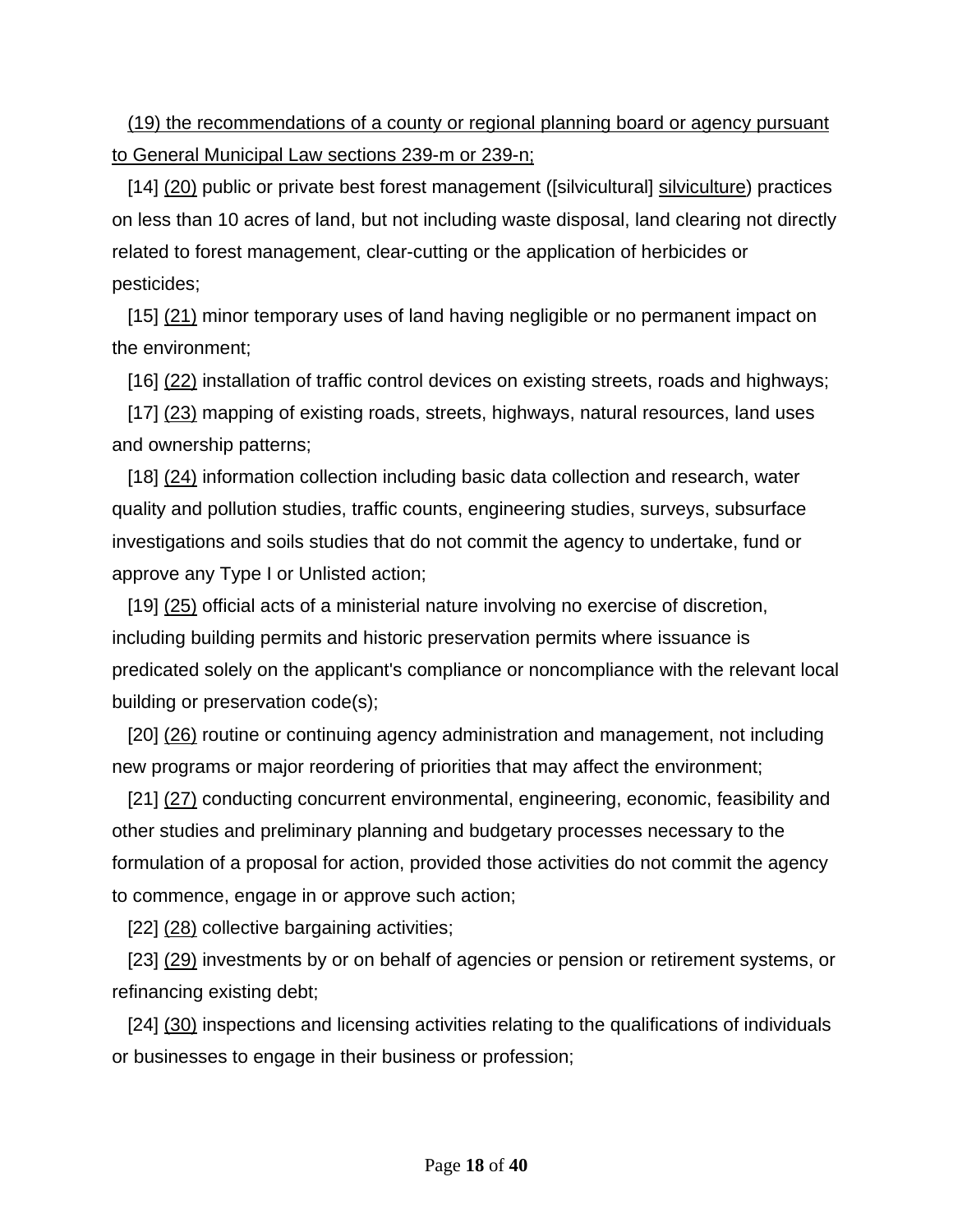(19) the recommendations of a county or regional planning board or agency pursuant to General Municipal Law sections 239-m or 239-n;

[14] (20) public or private best forest management ([silvicultural] silviculture) practices on less than 10 acres of land, but not including waste disposal, land clearing not directly related to forest management, clear-cutting or the application of herbicides or pesticides;

[15] (21) minor temporary uses of land having negligible or no permanent impact on the environment;

[16] (22) installation of traffic control devices on existing streets, roads and highways;

[17] (23) mapping of existing roads, streets, highways, natural resources, land uses and ownership patterns;

[18] (24) information collection including basic data collection and research, water quality and pollution studies, traffic counts, engineering studies, surveys, subsurface investigations and soils studies that do not commit the agency to undertake, fund or approve any Type I or Unlisted action;

[19] (25) official acts of a ministerial nature involving no exercise of discretion, including building permits and historic preservation permits where issuance is predicated solely on the applicant's compliance or noncompliance with the relevant local building or preservation code(s);

[20] (26) routine or continuing agency administration and management, not including new programs or major reordering of priorities that may affect the environment;

[21] (27) conducting concurrent environmental, engineering, economic, feasibility and other studies and preliminary planning and budgetary processes necessary to the formulation of a proposal for action, provided those activities do not commit the agency to commence, engage in or approve such action;

[22] (28) collective bargaining activities;

[23] (29) investments by or on behalf of agencies or pension or retirement systems, or refinancing existing debt;

[24] (30) inspections and licensing activities relating to the qualifications of individuals or businesses to engage in their business or profession;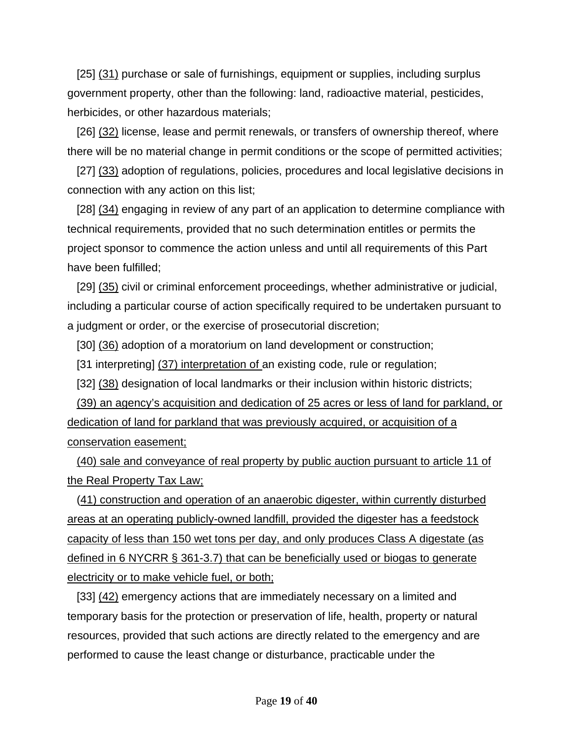[25] <u>(31)</u> purchase or sale of furnishings, equipment or supplies, including surplus government property, other than the following: land, radioactive material, pesticides, herbicides, or other hazardous materials;

[26] <u>(32)</u> license, lease and permit renewals, or transfers of ownership thereof, where there will be no material change in permit conditions or the scope of permitted activities;

[27] <u>(33)</u> adoption of regulations, policies, procedures and local legislative decisions in connection with any action on this list;

[28] <u>(34)</u> engaging in review of any part of an application to determine compliance with technical requirements, provided that no such determination entitles or permits the project sponsor to commence the action unless and until all requirements of this Part have been fulfilled;

[29] <u>(35)</u> civil or criminal enforcement proceedings, whether administrative or judicial, including a particular course of action specifically required to be undertaken pursuant to a judgment or order, or the exercise of prosecutorial discretion;

[30] <u>(36)</u> adoption of a moratorium on land development or construction;

[31 interpreting] <u>(37) interpretation of</u> an existing code, rule or regulation;

[32] <u>(38)</u> designation of local landmarks or their inclusion within historic districts;

<u>(39) an agency's acquisition and dedication of 25 acres or less of land for parkland, or dedication of land for parkland that was previously acquired, or acquisition of a conservation easement;</u>

<u>(40) sale and conveyance of real property by public auction pursuant to article 11 of the Real Property Tax Law;</u>

<u>(41) construction and operation of an anaerobic digester, within currently disturbed areas at an operating publicly-owned landfill, provided the digester has a feedstock capacity of less than 150 wet tons per day, and only produces Class A digestate (as defined in 6 NYCRR § 361-3.7) that can be beneficially used or biogas to generate electricity or to make vehicle fuel, or both;</u>

[33] <u>(42)</u> emergency actions that are immediately necessary on a limited and temporary basis for the protection or preservation of life, health, property or natural resources, provided that such actions are directly related to the emergency and are performed to cause the least change or disturbance, practicable under the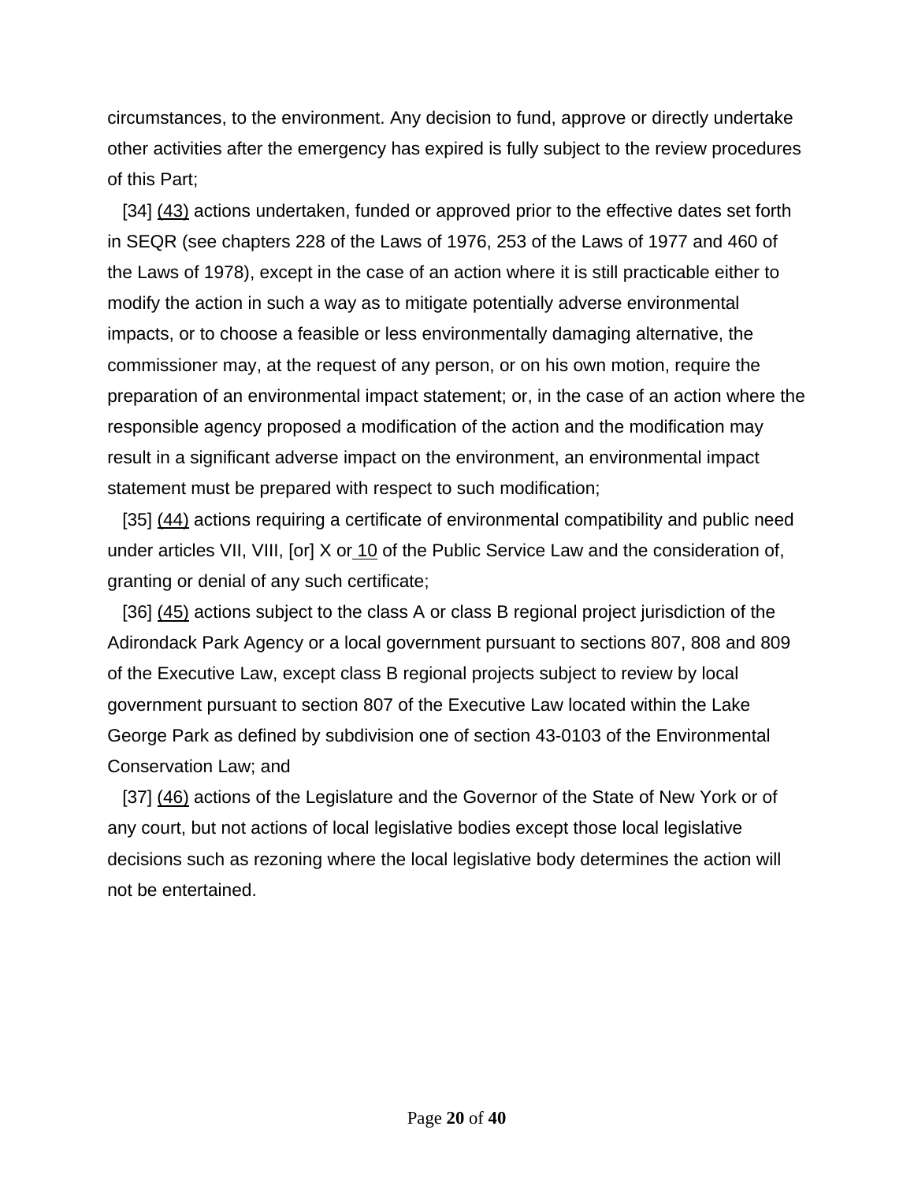circumstances, to the environment. Any decision to fund, approve or directly undertake other activities after the emergency has expired is fully subject to the review procedures of this Part;

[34] <u>(43)</u> actions undertaken, funded or approved prior to the effective dates set forth in SEQR (see chapters 228 of the Laws of 1976, 253 of the Laws of 1977 and 460 of the Laws of 1978), except in the case of an action where it is still practicable either to modify the action in such a way as to mitigate potentially adverse environmental impacts, or to choose a feasible or less environmentally damaging alternative, the commissioner may, at the request of any person, or on his own motion, require the preparation of an environmental impact statement; or, in the case of an action where the responsible agency proposed a modification of the action and the modification may result in a significant adverse impact on the environment, an environmental impact statement must be prepared with respect to such modification;

[35] <u>(44)</u> actions requiring a certificate of environmental compatibility and public need under articles VII, VIII, [or] X or <u>10</u> of the Public Service Law and the consideration of, granting or denial of any such certificate;

[36] <u>(45)</u> actions subject to the class A or class B regional project jurisdiction of the Adirondack Park Agency or a local government pursuant to sections 807, 808 and 809 of the Executive Law, except class B regional projects subject to review by local government pursuant to section 807 of the Executive Law located within the Lake George Park as defined by subdivision one of section 43-0103 of the Environmental Conservation Law; and

[37] <u>(46)</u> actions of the Legislature and the Governor of the State of New York or of any court, but not actions of local legislative bodies except those local legislative decisions such as rezoning where the local legislative body determines the action will not be entertained.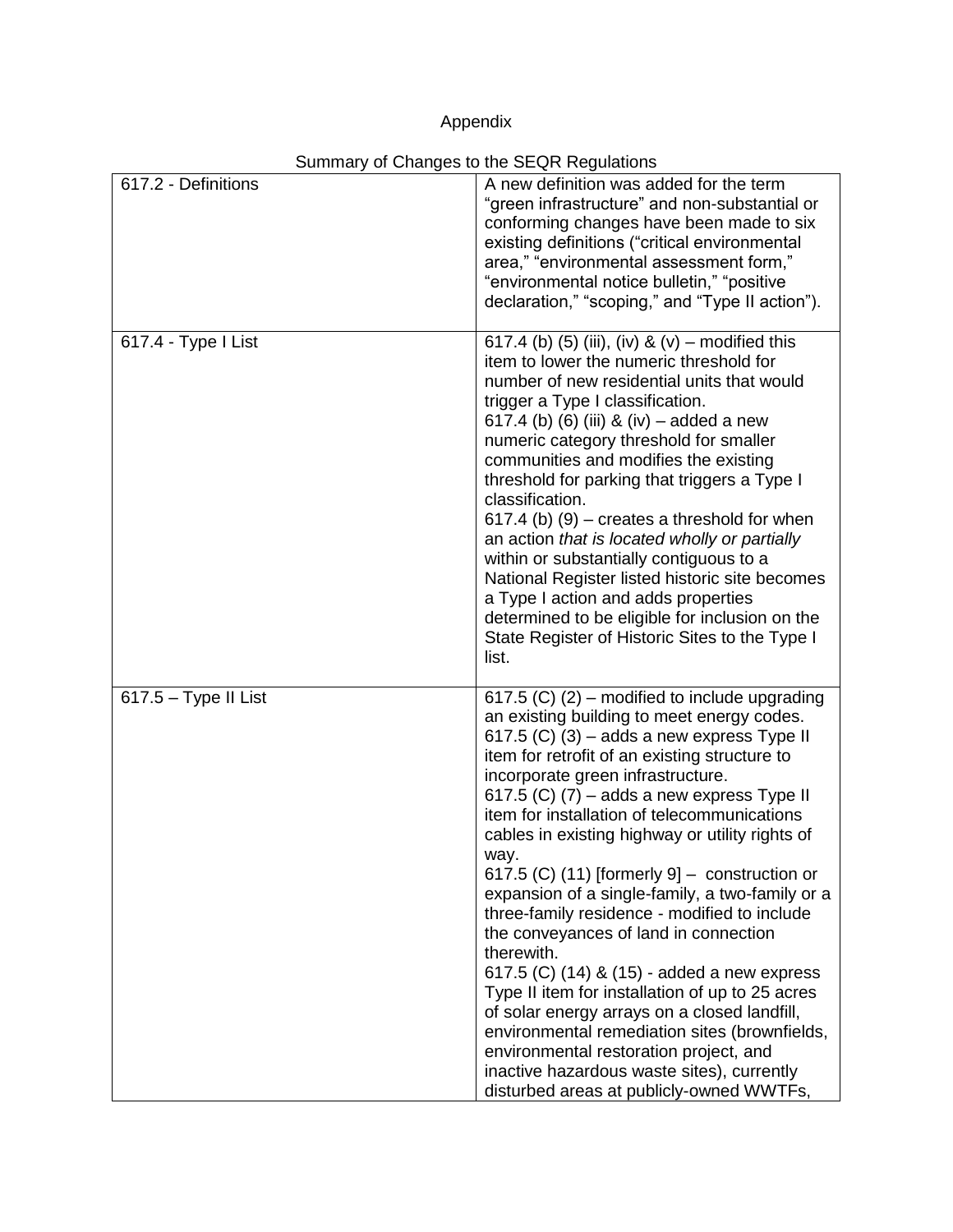Appendix

Summary of Changes to the SEQR Regulations

| | |
|---|---|
| 617.2 - Definitions | A new definition was added for the term "green infrastructure" and non-substantial or conforming changes have been made to six existing definitions ("critical environmental area," "environmental assessment form," "environmental notice bulletin," "positive declaration," "scoping," and "Type II action"). |
| 617.4 - Type I List | 617.4 (b) (5) (iii), (iv) & (v) – modified this item to lower the numeric threshold for number of new residential units that would trigger a Type I classification.<br>617.4 (b) (6) (iii) & (iv) – added a new numeric category threshold for smaller communities and modifies the existing threshold for parking that triggers a Type I classification.<br>617.4 (b) (9) – creates a threshold for when an action *that is located wholly or partially* within or substantially contiguous to a National Register listed historic site becomes a Type I action and adds properties determined to be eligible for inclusion on the State Register of Historic Sites to the Type I list. |
| 617.5 – Type II List | 617.5 (C) (2) – modified to include upgrading an existing building to meet energy codes.<br>617.5 (C) (3) – adds a new express Type II item for retrofit of an existing structure to incorporate green infrastructure.<br>617.5 (C) (7) – adds a new express Type II item for installation of telecommunications cables in existing highway or utility rights of way.<br>617.5 (C) (11) [formerly 9] – construction or expansion of a single-family, a two-family or a three-family residence - modified to include the conveyances of land in connection therewith.<br>617.5 (C) (14) & (15) - added a new express Type II item for installation of up to 25 acres of solar energy arrays on a closed landfill, environmental remediation sites (brownfields, environmental restoration project, and inactive hazardous waste sites), currently disturbed areas at publicly-owned WWTFs, |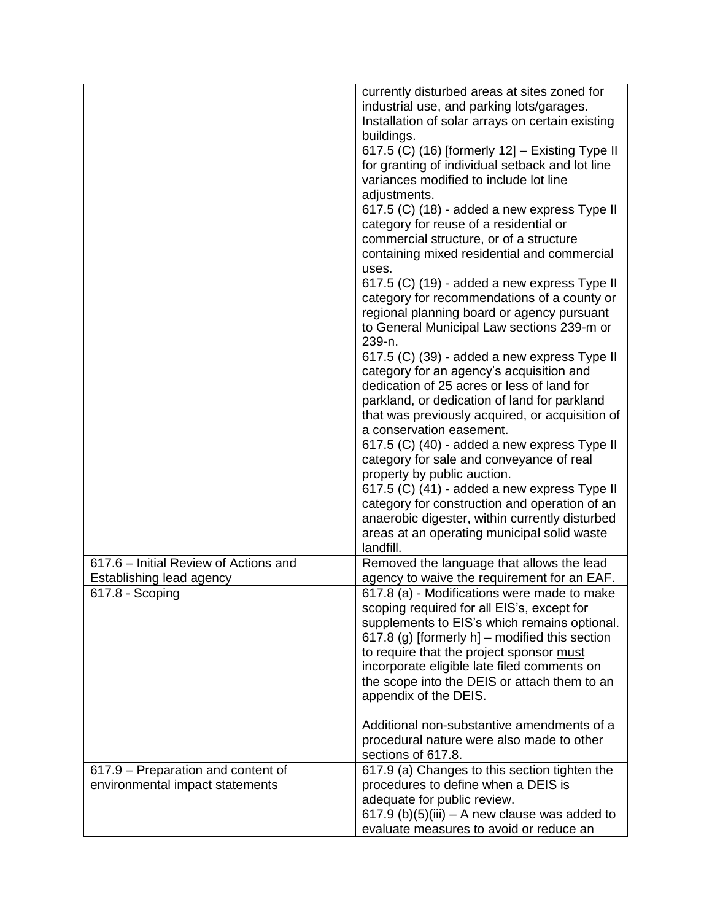| | |
|---|---|
| | currently disturbed areas at sites zoned for industrial use, and parking lots/garages. Installation of solar arrays on certain existing buildings.<br>617.5 (C) (16) [formerly 12] – Existing Type II for granting of individual setback and lot line variances modified to include lot line adjustments.<br>617.5 (C) (18) - added a new express Type II category for reuse of a residential or commercial structure, or of a structure containing mixed residential and commercial uses.<br>617.5 (C) (19) - added a new express Type II category for recommendations of a county or regional planning board or agency pursuant to General Municipal Law sections 239-m or 239-n.<br>617.5 (C) (39) - added a new express Type II category for an agency's acquisition and dedication of 25 acres or less of land for parkland, or dedication of land for parkland that was previously acquired, or acquisition of a conservation easement.<br>617.5 (C) (40) - added a new express Type II category for sale and conveyance of real property by public auction.<br>617.5 (C) (41) - added a new express Type II category for construction and operation of an anaerobic digester, within currently disturbed areas at an operating municipal solid waste landfill. |
| 617.6 – Initial Review of Actions and Establishing lead agency | Removed the language that allows the lead agency to waive the requirement for an EAF. |
| 617.8 - Scoping | 617.8 (a) - Modifications were made to make scoping required for all EIS's, except for supplements to EIS's which remains optional.<br>617.8 (g) [formerly h] – modified this section to require that the project sponsor <u>must</u> incorporate eligible late filed comments on the scope into the DEIS or attach them to an appendix of the DEIS.<br><br>Additional non-substantive amendments of a procedural nature were also made to other sections of 617.8. |
| 617.9 – Preparation and content of environmental impact statements | 617.9 (a) Changes to this section tighten the procedures to define when a DEIS is adequate for public review.<br>617.9 (b)(5)(iii) – A new clause was added to evaluate measures to avoid or reduce an |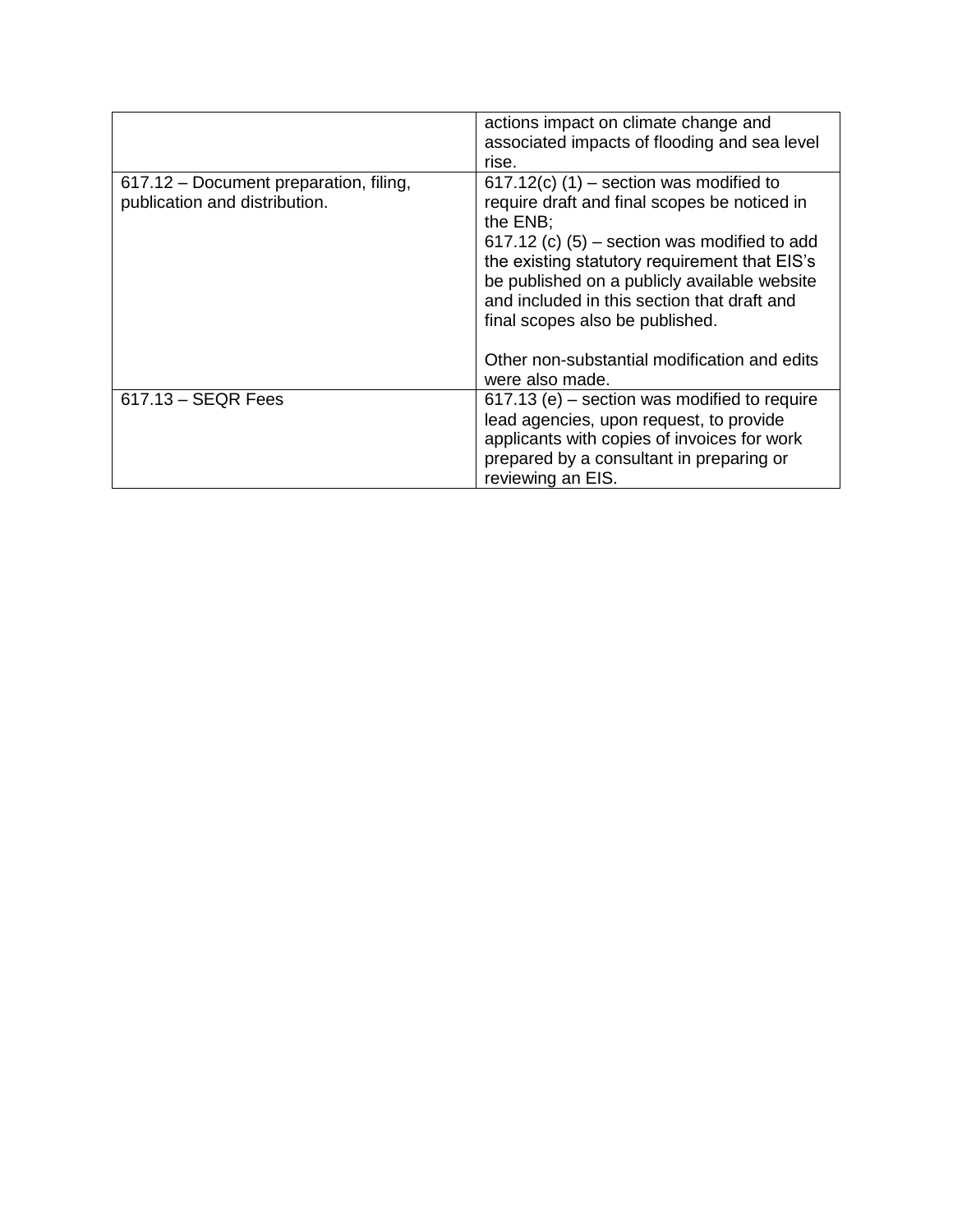| | |
|---|---|
| | actions impact on climate change and associated impacts of flooding and sea level rise. |
| 617.12 – Document preparation, filing, publication and distribution. | 617.12(c) (1) – section was modified to require draft and final scopes be noticed in the ENB;<br>617.12 (c) (5) – section was modified to add the existing statutory requirement that EIS's be published on a publicly available website and included in this section that draft and final scopes also be published.<br><br>Other non-substantial modification and edits were also made. |
| 617.13 – SEQR Fees | 617.13 (e) – section was modified to require lead agencies, upon request, to provide applicants with copies of invoices for work prepared by a consultant in preparing or reviewing an EIS. |